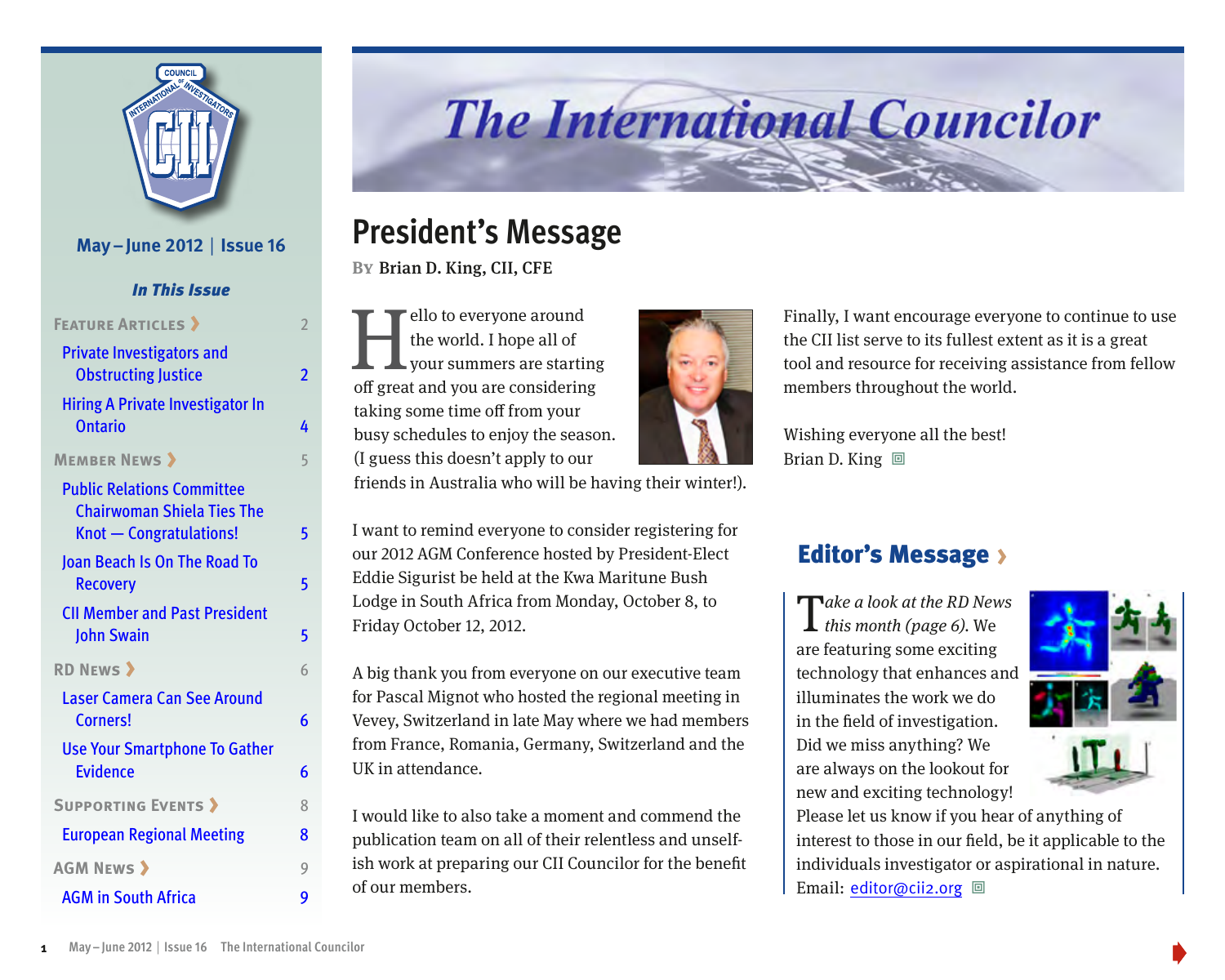# The International Councilor

May – June 2012 | Issue 16

## In This Issue

**Feature Articles** 2

- Private Investigators and Obstructing Justice 2
- Hiring A Private Investigator In Ontario 4

**Member News** 5

- Public Relations Committee Chairwoman Shiela Ties The Knot — Congratulations! 5
- Joan Beach Is On The Road To Recovery 5
- CII Member and Past President John Swain 5

**RD News** 6

- Laser Camera Can See Around Corners! 6
- Use Your Smartphone To Gather Evidence 6

**Supporting Events** 8

- European Regional Meeting 8

**AGM News** 9

- AGM in South Africa 9

## President's Message

By Brian D. King, CII, CFE

Hello to everyone around the world. I hope all of your summers are starting off great and you are considering taking some time off from your busy schedules to enjoy the season. (I guess this doesn't apply to our friends in Australia who will be having their winter!).

I want to remind everyone to consider registering for our 2012 AGM Conference hosted by President-Elect Eddie Sigurist be held at the Kwa Maritune Bush Lodge in South Africa from Monday, October 8, to Friday October 12, 2012.

A big thank you from everyone on our executive team for Pascal Mignot who hosted the regional meeting in Vevey, Switzerland in late May where we had members from France, Romania, Germany, Switzerland and the UK in attendance.

I would like to also take a moment and commend the publication team on all of their relentless and unselfish work at preparing our CII Councilor for the benefit of our members.

Finally, I want encourage everyone to continue to use the CII list serve to its fullest extent as it is a great tool and resource for receiving assistance from fellow members throughout the world.

Wishing everyone all the best!
Brian D. King

## Editor's Message

*Take a look at the RD News this month (page 6).* We are featuring some exciting technology that enhances and illuminates the work we do in the field of investigation. Did we miss anything? We are always on the lookout for new and exciting technology! Please let us know if you hear of anything of interest to those in our field, be it applicable to the individuals investigator or aspirational in nature. Email: editor@cii2.org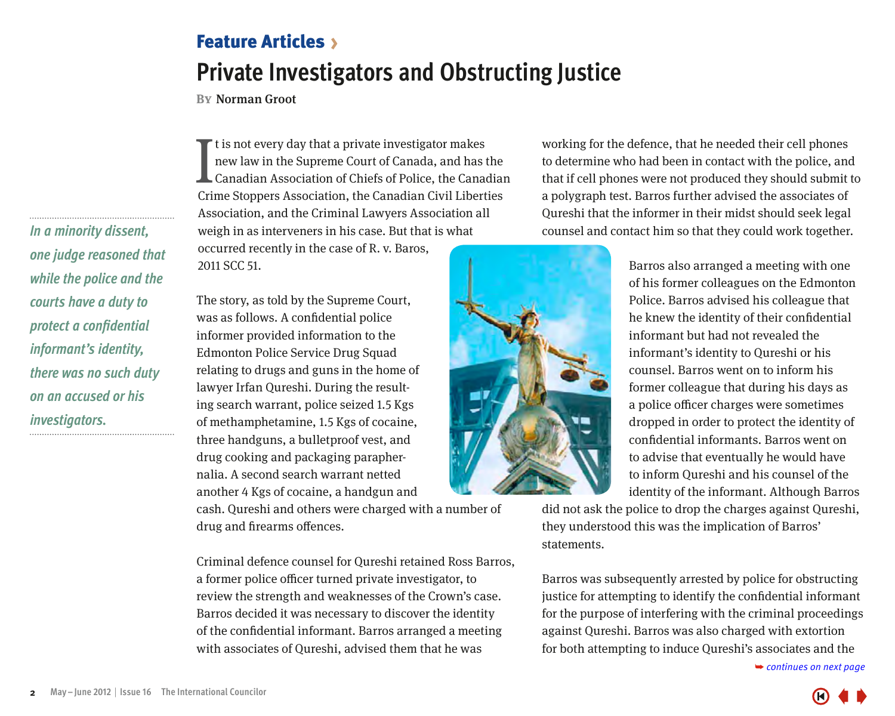Feature Articles ›

# Private Investigators and Obstructing Justice

**By** Norman Groot

> *In a minority dissent, one judge reasoned that while the police and the courts have a duty to protect a confidential informant's identity, there was no such duty on an accused or his investigators.*

It is not every day that a private investigator makes new law in the Supreme Court of Canada, and has the Canadian Association of Chiefs of Police, the Canadian Crime Stoppers Association, the Canadian Civil Liberties Association, and the Criminal Lawyers Association all weigh in as interveners in his case. But that is what occurred recently in the case of R. v. Baros, 2011 SCC 51.

The story, as told by the Supreme Court, was as follows. A confidential police informer provided information to the Edmonton Police Service Drug Squad relating to drugs and guns in the home of lawyer Irfan Qureshi. During the resulting search warrant, police seized 1.5 Kgs of methamphetamine, 1.5 Kgs of cocaine, three handguns, a bulletproof vest, and drug cooking and packaging paraphernalia. A second search warrant netted another 4 Kgs of cocaine, a handgun and cash. Qureshi and others were charged with a number of drug and firearms offences.

Criminal defence counsel for Qureshi retained Ross Barros, a former police officer turned private investigator, to review the strength and weaknesses of the Crown's case. Barros decided it was necessary to discover the identity of the confidential informant. Barros arranged a meeting with associates of Qureshi, advised them that he was working for the defence, that he needed their cell phones to determine who had been in contact with the police, and that if cell phones were not produced they should submit to a polygraph test. Barros further advised the associates of Qureshi that the informer in their midst should seek legal counsel and contact him so that they could work together.

Barros also arranged a meeting with one of his former colleagues on the Edmonton Police. Barros advised his colleague that he knew the identity of their confidential informant but had not revealed the informant's identity to Qureshi or his counsel. Barros went on to inform his former colleague that during his days as a police officer charges were sometimes dropped in order to protect the identity of confidential informants. Barros went on to advise that eventually he would have to inform Qureshi and his counsel of the identity of the informant. Although Barros did not ask the police to drop the charges against Qureshi, they understood this was the implication of Barros' statements.

Barros was subsequently arrested by police for obstructing justice for attempting to identify the confidential informant for the purpose of interfering with the criminal proceedings against Qureshi. Barros was also charged with extortion for both attempting to induce Qureshi's associates and the

*continues on next page*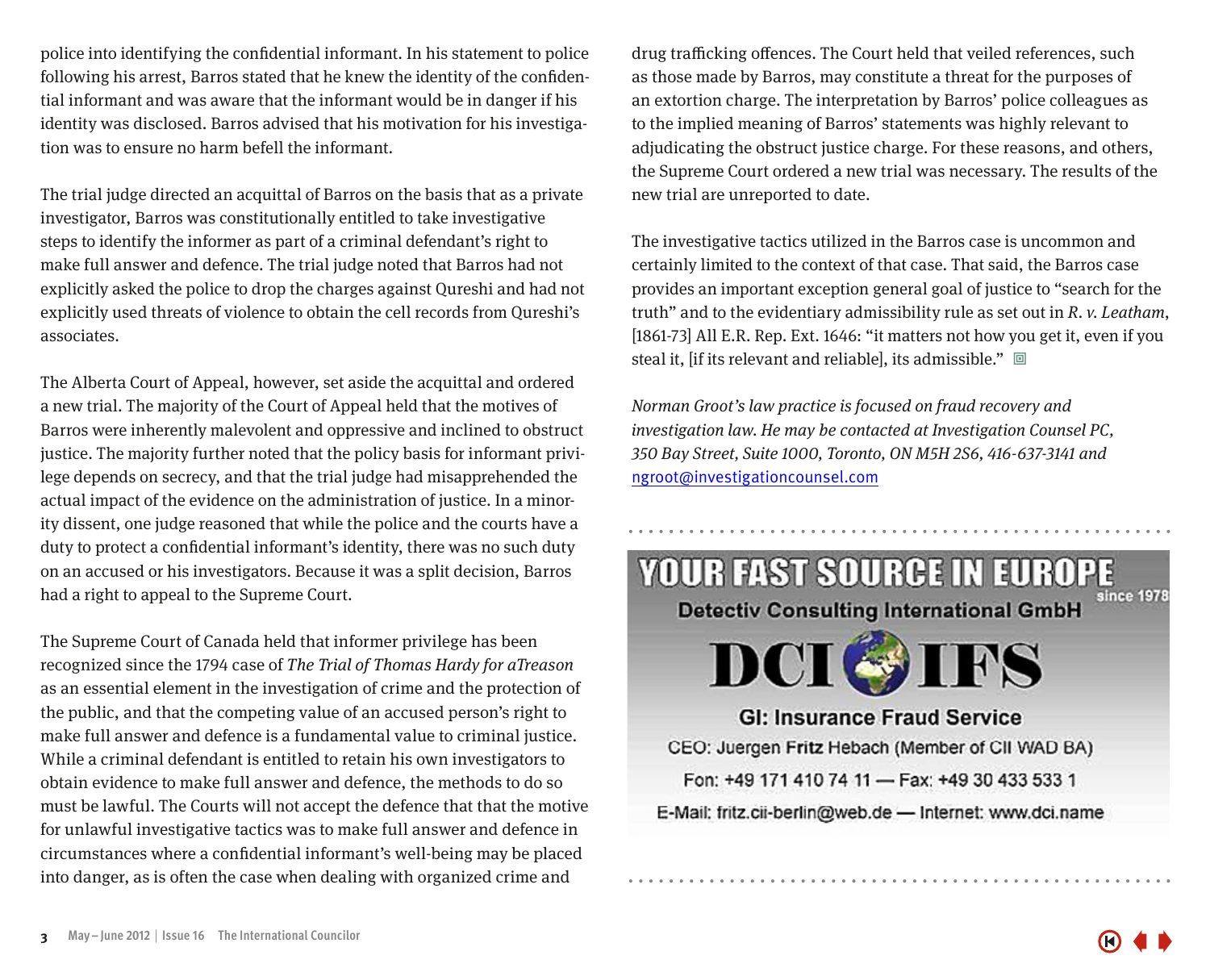police into identifying the confidential informant. In his statement to police following his arrest, Barros stated that he knew the identity of the confidential informant and was aware that the informant would be in danger if his identity was disclosed. Barros advised that his motivation for his investigation was to ensure no harm befell the informant.

The trial judge directed an acquittal of Barros on the basis that as a private investigator, Barros was constitutionally entitled to take investigative steps to identify the informer as part of a criminal defendant's right to make full answer and defence. The trial judge noted that Barros had not explicitly asked the police to drop the charges against Qureshi and had not explicitly used threats of violence to obtain the cell records from Qureshi's associates.

The Alberta Court of Appeal, however, set aside the acquittal and ordered a new trial. The majority of the Court of Appeal held that the motives of Barros were inherently malevolent and oppressive and inclined to obstruct justice. The majority further noted that the policy basis for informant privilege depends on secrecy, and that the trial judge had misapprehended the actual impact of the evidence on the administration of justice. In a minority dissent, one judge reasoned that while the police and the courts have a duty to protect a confidential informant's identity, there was no such duty on an accused or his investigators. Because it was a split decision, Barros had a right to appeal to the Supreme Court.

The Supreme Court of Canada held that informer privilege has been recognized since the 1794 case of *The Trial of Thomas Hardy for aTreason* as an essential element in the investigation of crime and the protection of the public, and that the competing value of an accused person's right to make full answer and defence is a fundamental value to criminal justice. While a criminal defendant is entitled to retain his own investigators to obtain evidence to make full answer and defence, the methods to do so must be lawful. The Courts will not accept the defence that that the motive for unlawful investigative tactics was to make full answer and defence in circumstances where a confidential informant's well-being may be placed into danger, as is often the case when dealing with organized crime and drug trafficking offences. The Court held that veiled references, such as those made by Barros, may constitute a threat for the purposes of an extortion charge. The interpretation by Barros' police colleagues as to the implied meaning of Barros' statements was highly relevant to adjudicating the obstruct justice charge. For these reasons, and others, the Supreme Court ordered a new trial was necessary. The results of the new trial are unreported to date.

The investigative tactics utilized in the Barros case is uncommon and certainly limited to the context of that case. That said, the Barros case provides an important exception general goal of justice to "search for the truth" and to the evidentiary admissibility rule as set out in *R. v. Leatham*, [1861-73] All E.R. Rep. Ext. 1646: "it matters not how you get it, even if you steal it, [if its relevant and reliable], its admissible."

*Norman Groot's law practice is focused on fraud recovery and investigation law. He may be contacted at Investigation Counsel PC, 350 Bay Street, Suite 1000, Toronto, ON M5H 2S6, 416-637-3141 and* ngroot@investigationcounsel.com

---

**YOUR FAST SOURCE IN EUROPE** since 1978

**Detectiv Consulting International GmbH**

**DCI IFS**

**GI: Insurance Fraud Service**

CEO: Juergen Fritz Hebach (Member of CII WAD BA)

Fon: +49 171 410 74 11 — Fax: +49 30 433 533 1

E-Mail: fritz.cii-berlin@web.de — Internet: www.dci.name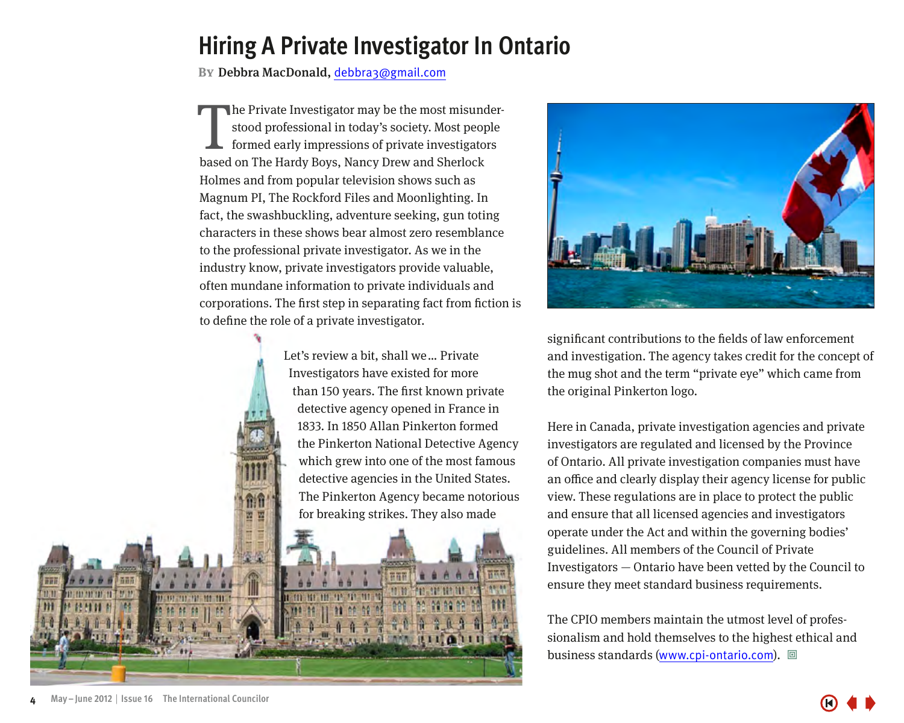# Hiring A Private Investigator In Ontario

**By Debbra MacDonald, debbra3@gmail.com**

The Private Investigator may be the most misunderstood professional in today's society. Most people formed early impressions of private investigators based on The Hardy Boys, Nancy Drew and Sherlock Holmes and from popular television shows such as Magnum PI, The Rockford Files and Moonlighting. In fact, the swashbuckling, adventure seeking, gun toting characters in these shows bear almost zero resemblance to the professional private investigator. As we in the industry know, private investigators provide valuable, often mundane information to private individuals and corporations. The first step in separating fact from fiction is to define the role of a private investigator.

Let's review a bit, shall we… Private Investigators have existed for more than 150 years. The first known private detective agency opened in France in 1833. In 1850 Allan Pinkerton formed the Pinkerton National Detective Agency which grew into one of the most famous detective agencies in the United States. The Pinkerton Agency became notorious for breaking strikes. They also made significant contributions to the fields of law enforcement and investigation. The agency takes credit for the concept of the mug shot and the term "private eye" which came from the original Pinkerton logo.

Here in Canada, private investigation agencies and private investigators are regulated and licensed by the Province of Ontario. All private investigation companies must have an office and clearly display their agency license for public view. These regulations are in place to protect the public and ensure that all licensed agencies and investigators operate under the Act and within the governing bodies' guidelines. All members of the Council of Private Investigators — Ontario have been vetted by the Council to ensure they meet standard business requirements.

The CPIO members maintain the utmost level of professionalism and hold themselves to the highest ethical and business standards (www.cpi-ontario.com).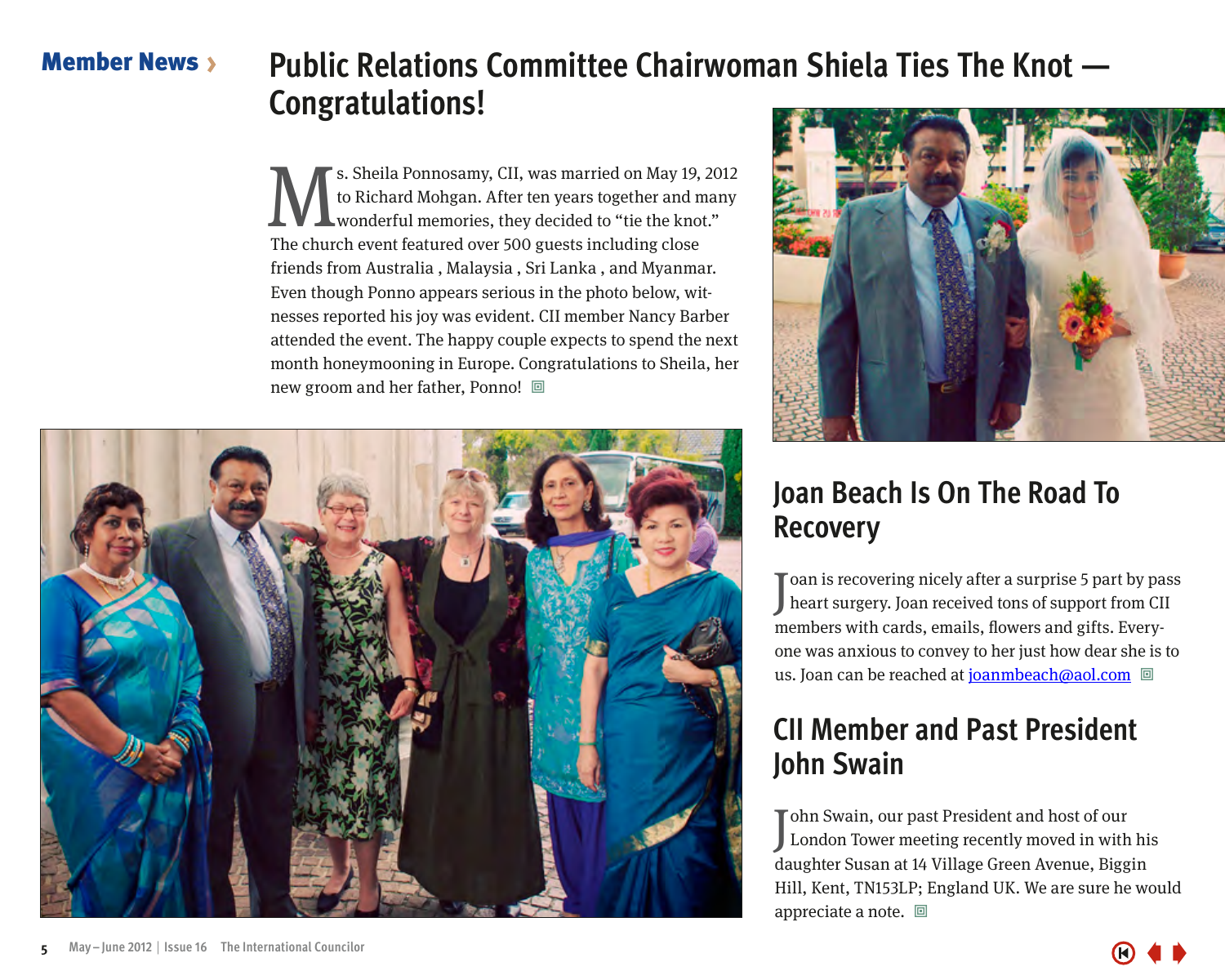Member News ›

# Public Relations Committee Chairwoman Shiela Ties The Knot — Congratulations!

Ms. Sheila Ponnosamy, CII, was married on May 19, 2012 to Richard Mohgan. After ten years together and many wonderful memories, they decided to "tie the knot." The church event featured over 500 guests including close friends from Australia , Malaysia , Sri Lanka , and Myanmar. Even though Ponno appears serious in the photo below, witnesses reported his joy was evident. CII member Nancy Barber attended the event. The happy couple expects to spend the next month honeymooning in Europe. Congratulations to Sheila, her new groom and her father, Ponno!

## Joan Beach Is On The Road To Recovery

Joan is recovering nicely after a surprise 5 part by pass heart surgery. Joan received tons of support from CII members with cards, emails, flowers and gifts. Everyone was anxious to convey to her just how dear she is to us. Joan can be reached at joanmbeach@aol.com

## CII Member and Past President John Swain

John Swain, our past President and host of our London Tower meeting recently moved in with his daughter Susan at 14 Village Green Avenue, Biggin Hill, Kent, TN153LP; England UK. We are sure he would appreciate a note.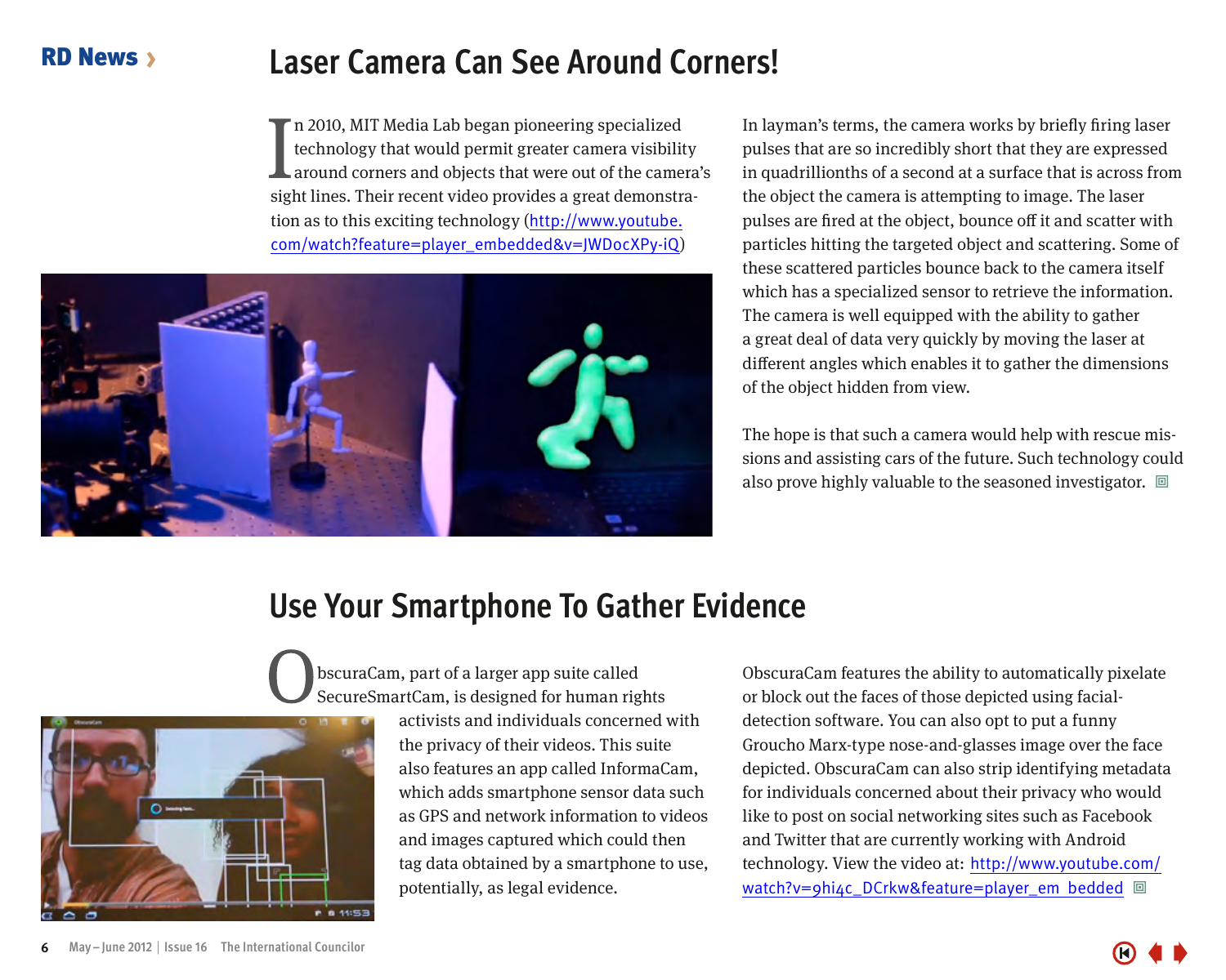RD News ›

# Laser Camera Can See Around Corners!

In 2010, MIT Media Lab began pioneering specialized technology that would permit greater camera visibility around corners and objects that were out of the camera's sight lines. Their recent video provides a great demonstration as to this exciting technology (http://www.youtube.com/watch?feature=player_embedded&v=JWDocXPy-iQ)

In layman's terms, the camera works by briefly firing laser pulses that are so incredibly short that they are expressed in quadrillionths of a second at a surface that is across from the object the camera is attempting to image. The laser pulses are fired at the object, bounce off it and scatter with particles hitting the targeted object and scattering. Some of these scattered particles bounce back to the camera itself which has a specialized sensor to retrieve the information. The camera is well equipped with the ability to gather a great deal of data very quickly by moving the laser at different angles which enables it to gather the dimensions of the object hidden from view.

The hope is that such a camera would help with rescue missions and assisting cars of the future. Such technology could also prove highly valuable to the seasoned investigator.

# Use Your Smartphone To Gather Evidence

ObscuraCam, part of a larger app suite called SecureSmartCam, is designed for human rights activists and individuals concerned with the privacy of their videos. This suite also features an app called InformaCam, which adds smartphone sensor data such as GPS and network information to videos and images captured which could then tag data obtained by a smartphone to use, potentially, as legal evidence.

ObscuraCam features the ability to automatically pixelate or block out the faces of those depicted using facial-detection software. You can also opt to put a funny Groucho Marx-type nose-and-glasses image over the face depicted. ObscuraCam can also strip identifying metadata for individuals concerned about their privacy who would like to post on social networking sites such as Facebook and Twitter that are currently working with Android technology. View the video at: http://www.youtube.com/watch?v=9hi4c_DCrkw&feature=player_em bedded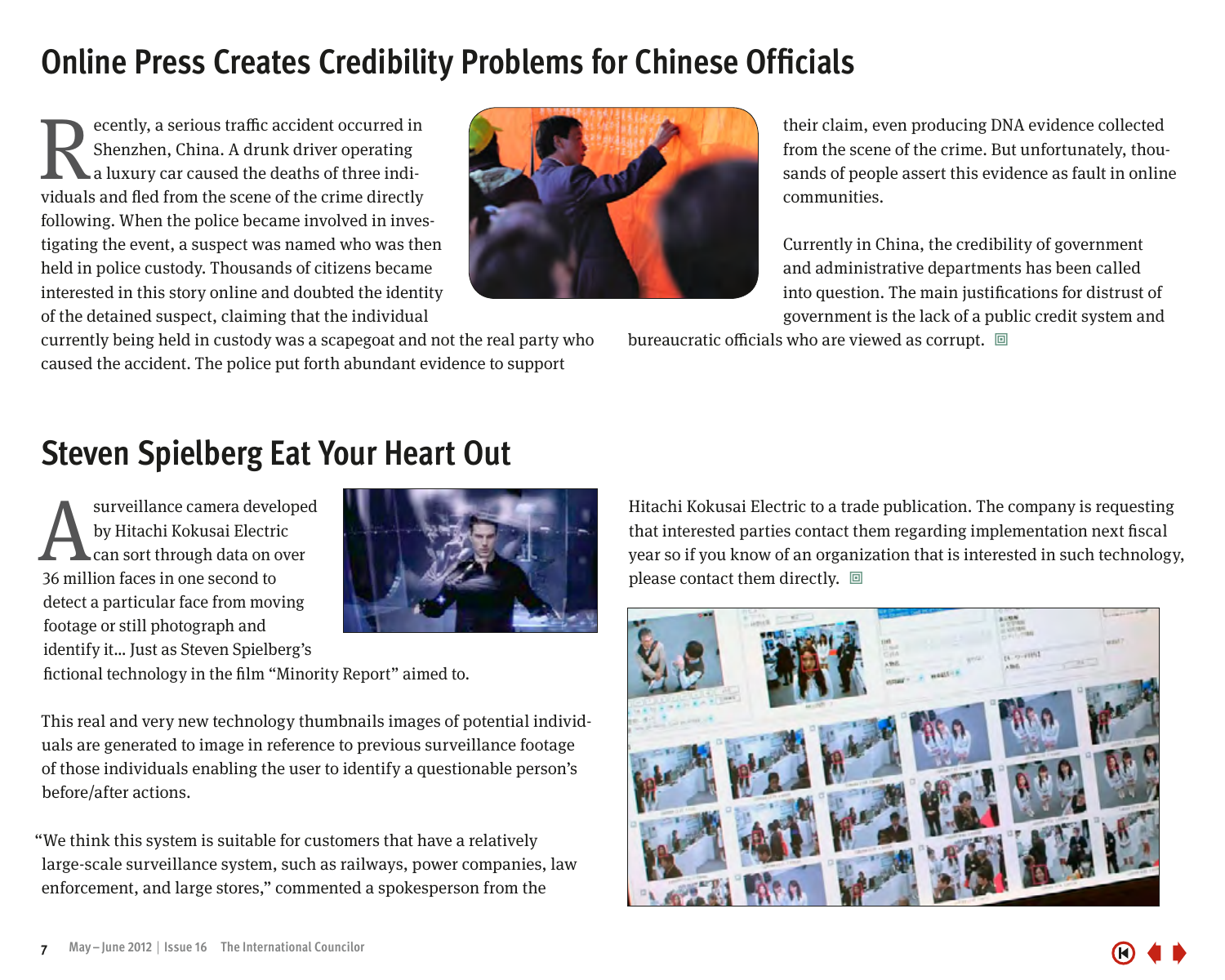## Online Press Creates Credibility Problems for Chinese Officials

Recently, a serious traffic accident occurred in Shenzhen, China. A drunk driver operating a luxury car caused the deaths of three individuals and fled from the scene of the crime directly following. When the police became involved in investigating the event, a suspect was named who was then held in police custody. Thousands of citizens became interested in this story online and doubted the identity of the detained suspect, claiming that the individual currently being held in custody was a scapegoat and not the real party who caused the accident. The police put forth abundant evidence to support their claim, even producing DNA evidence collected from the scene of the crime. But unfortunately, thousands of people assert this evidence as fault in online communities.

Currently in China, the credibility of government and administrative departments has been called into question. The main justifications for distrust of government is the lack of a public credit system and bureaucratic officials who are viewed as corrupt.

## Steven Spielberg Eat Your Heart Out

A surveillance camera developed by Hitachi Kokusai Electric can sort through data on over 36 million faces in one second to detect a particular face from moving footage or still photograph and identify it... Just as Steven Spielberg's fictional technology in the film "Minority Report" aimed to.

This real and very new technology thumbnails images of potential individuals are generated to image in reference to previous surveillance footage of those individuals enabling the user to identify a questionable person's before/after actions.

"We think this system is suitable for customers that have a relatively large-scale surveillance system, such as railways, power companies, law enforcement, and large stores," commented a spokesperson from the Hitachi Kokusai Electric to a trade publication. The company is requesting that interested parties contact them regarding implementation next fiscal year so if you know of an organization that is interested in such technology, please contact them directly.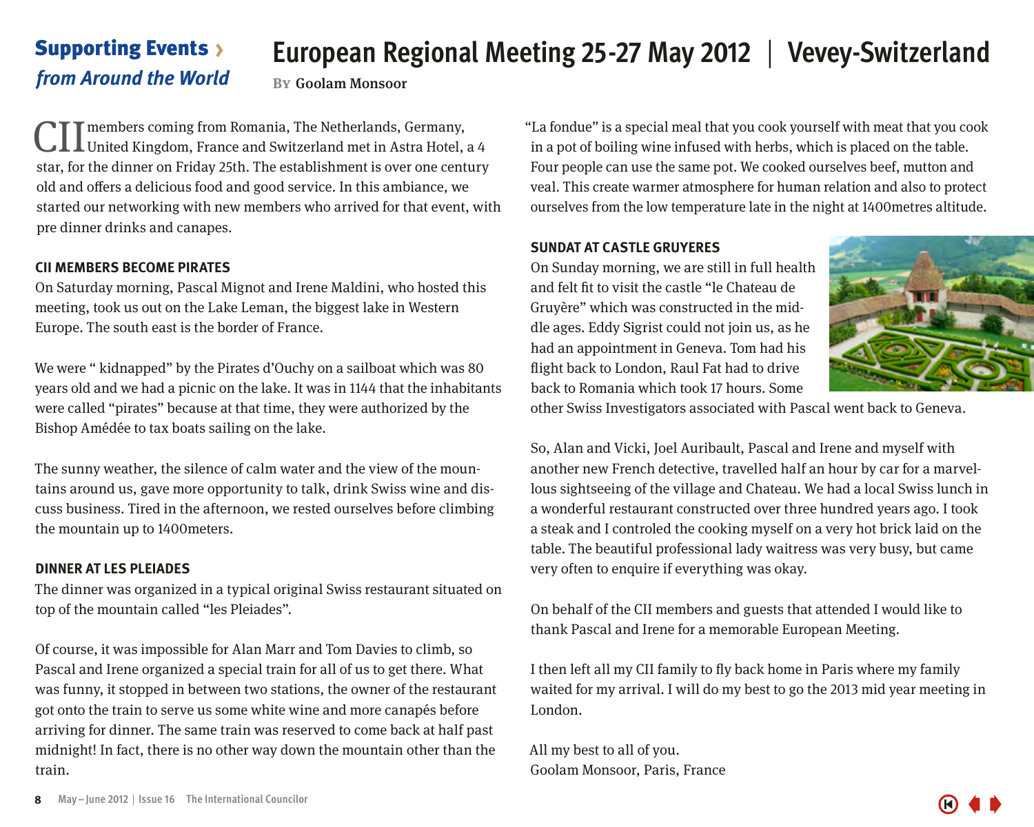Supporting Events › *from Around the World*

# European Regional Meeting 25-27 May 2012 | Vevey-Switzerland

By Goolam Monsoor

CII members coming from Romania, The Netherlands, Germany, United Kingdom, France and Switzerland met in Astra Hotel, a 4 star, for the dinner on Friday 25th. The establishment is over one century old and offers a delicious food and good service. In this ambiance, we started our networking with new members who arrived for that event, with pre dinner drinks and canapes.

### CII MEMBERS BECOME PIRATES

On Saturday morning, Pascal Mignot and Irene Maldini, who hosted this meeting, took us out on the Lake Leman, the biggest lake in Western Europe. The south east is the border of France.

We were " kidnapped" by the Pirates d'Ouchy on a sailboat which was 80 years old and we had a picnic on the lake. It was in 1144 that the inhabitants were called "pirates" because at that time, they were authorized by the Bishop Amédée to tax boats sailing on the lake.

The sunny weather, the silence of calm water and the view of the mountains around us, gave more opportunity to talk, drink Swiss wine and discuss business. Tired in the afternoon, we rested ourselves before climbing the mountain up to 1400meters.

### DINNER AT LES PLEIADES

The dinner was organized in a typical original Swiss restaurant situated on top of the mountain called "les Pleiades".

Of course, it was impossible for Alan Marr and Tom Davies to climb, so Pascal and Irene organized a special train for all of us to get there. What was funny, it stopped in between two stations, the owner of the restaurant got onto the train to serve us some white wine and more canapés before arriving for dinner. The same train was reserved to come back at half past midnight! In fact, there is no other way down the mountain other than the train.

"La fondue" is a special meal that you cook yourself with meat that you cook in a pot of boiling wine infused with herbs, which is placed on the table. Four people can use the same pot. We cooked ourselves beef, mutton and veal. This create warmer atmosphere for human relation and also to protect ourselves from the low temperature late in the night at 1400metres altitude.

### SUNDAT AT CASTLE GRUYERES

On Sunday morning, we are still in full health and felt fit to visit the castle "le Chateau de Gruyère" which was constructed in the middle ages. Eddy Sigrist could not join us, as he had an appointment in Geneva. Tom had his flight back to London, Raul Fat had to drive back to Romania which took 17 hours. Some other Swiss Investigators associated with Pascal went back to Geneva.

So, Alan and Vicki, Joel Auribault, Pascal and Irene and myself with another new French detective, travelled half an hour by car for a marvellous sightseeing of the village and Chateau. We had a local Swiss lunch in a wonderful restaurant constructed over three hundred years ago. I took a steak and I controled the cooking myself on a very hot brick laid on the table. The beautiful professional lady waitress was very busy, but came very often to enquire if everything was okay.

On behalf of the CII members and guests that attended I would like to thank Pascal and Irene for a memorable European Meeting.

I then left all my CII family to fly back home in Paris where my family waited for my arrival. I will do my best to go the 2013 mid year meeting in London.

All my best to all of you.
Goolam Monsoor, Paris, France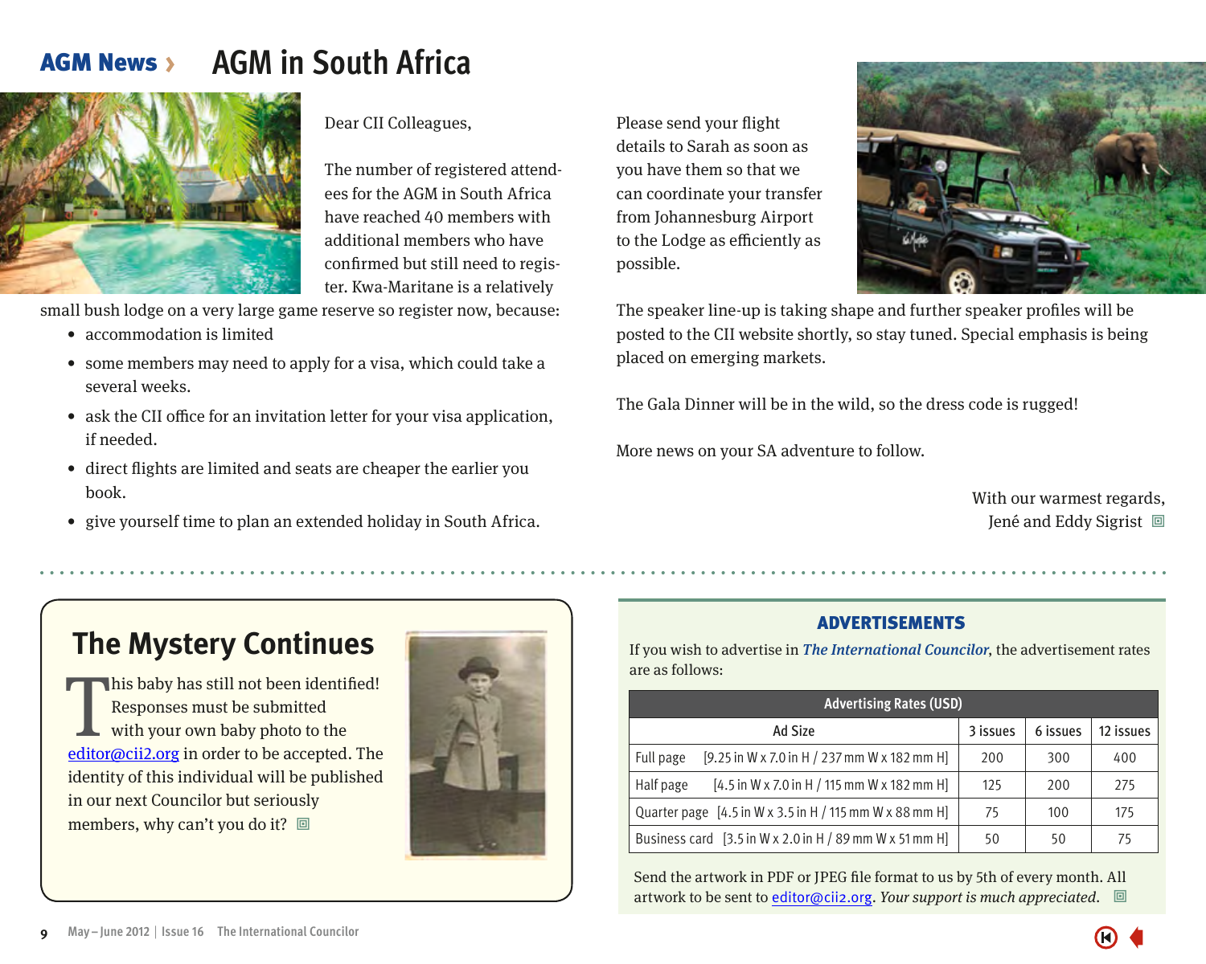# AGM News › AGM in South Africa

Dear CII Colleagues,

The number of registered attendees for the AGM in South Africa have reached 40 members with additional members who have confirmed but still need to register. Kwa-Maritane is a relatively small bush lodge on a very large game reserve so register now, because:

- accommodation is limited
- some members may need to apply for a visa, which could take a several weeks.
- ask the CII office for an invitation letter for your visa application, if needed.
- direct flights are limited and seats are cheaper the earlier you book.
- give yourself time to plan an extended holiday in South Africa.

Please send your flight details to Sarah as soon as you have them so that we can coordinate your transfer from Johannesburg Airport to the Lodge as efficiently as possible.

The speaker line-up is taking shape and further speaker profiles will be posted to the CII website shortly, so stay tuned. Special emphasis is being placed on emerging markets.

The Gala Dinner will be in the wild, so the dress code is rugged!

More news on your SA adventure to follow.

With our warmest regards,
Jené and Eddy Sigrist

## The Mystery Continues

This baby has still not been identified! Responses must be submitted with your own baby photo to the editor@cii2.org in order to be accepted. The identity of this individual will be published in our next Councilor but seriously members, why can't you do it?

## ADVERTISEMENTS

If you wish to advertise in *The International Councilor*, the advertisement rates are as follows:

| Advertising Rates (USD) | | | |
|---|---|---|---|
| Ad Size | 3 issues | 6 issues | 12 issues |
| Full page [9.25 in W x 7.0 in H / 237 mm W x 182 mm H] | 200 | 300 | 400 |
| Half page [4.5 in W x 7.0 in H / 115 mm W x 182 mm H] | 125 | 200 | 275 |
| Quarter page [4.5 in W x 3.5 in H / 115 mm W x 88 mm H] | 75 | 100 | 175 |
| Business card [3.5 in W x 2.0 in H / 89 mm W x 51 mm H] | 50 | 50 | 75 |

Send the artwork in PDF or JPEG file format to us by 5th of every month. All artwork to be sent to editor@cii2.org. *Your support is much appreciated.*